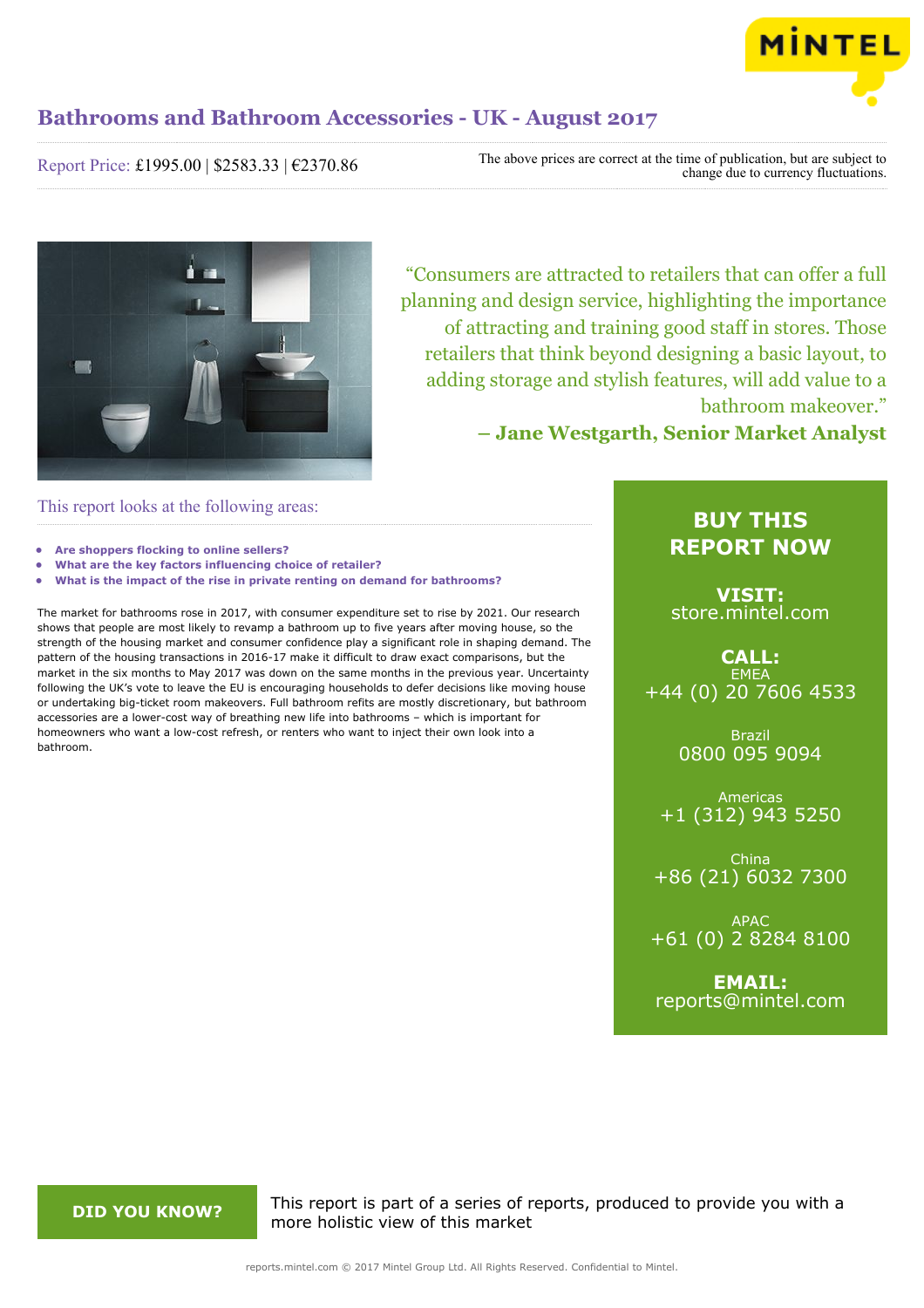# Bathrooms and Bathroom Accessories - UK - August 2017

Report Price: £1995.00 | $2583.33 | €2370.86

The above prices are correct at the time of publication, but are subject to change due to currency fluctuations.

"Consumers are attracted to retailers that can offer a full planning and design service, highlighting the importance of attracting and training good staff in stores. Those retailers that think beyond designing a basic layout, to adding storage and stylish features, will add value to a bathroom makeover."

**– Jane Westgarth, Senior Market Analyst**

## This report looks at the following areas:

- **Are shoppers flocking to online sellers?**
- **What are the key factors influencing choice of retailer?**
- **What is the impact of the rise in private renting on demand for bathrooms?**

The market for bathrooms rose in 2017, with consumer expenditure set to rise by 2021. Our research shows that people are most likely to revamp a bathroom up to five years after moving house, so the strength of the housing market and consumer confidence play a significant role in shaping demand. The pattern of the housing transactions in 2016-17 make it difficult to draw exact comparisons, but the market in the six months to May 2017 was down on the same months in the previous year. Uncertainty following the UK's vote to leave the EU is encouraging households to defer decisions like moving house or undertaking big-ticket room makeovers. Full bathroom refits are mostly discretionary, but bathroom accessories are a lower-cost way of breathing new life into bathrooms – which is important for homeowners who want a low-cost refresh, or renters who want to inject their own look into a bathroom.

**BUY THIS REPORT NOW**

**VISIT:**
store.mintel.com

**CALL:**

EMEA
+44 (0) 20 7606 4533

Brazil
0800 095 9094

Americas
+1 (312) 943 5250

China
+86 (21) 6032 7300

APAC
+61 (0) 2 8284 8100

**EMAIL:**
reports@mintel.com

**DID YOU KNOW?**

This report is part of a series of reports, produced to provide you with a more holistic view of this market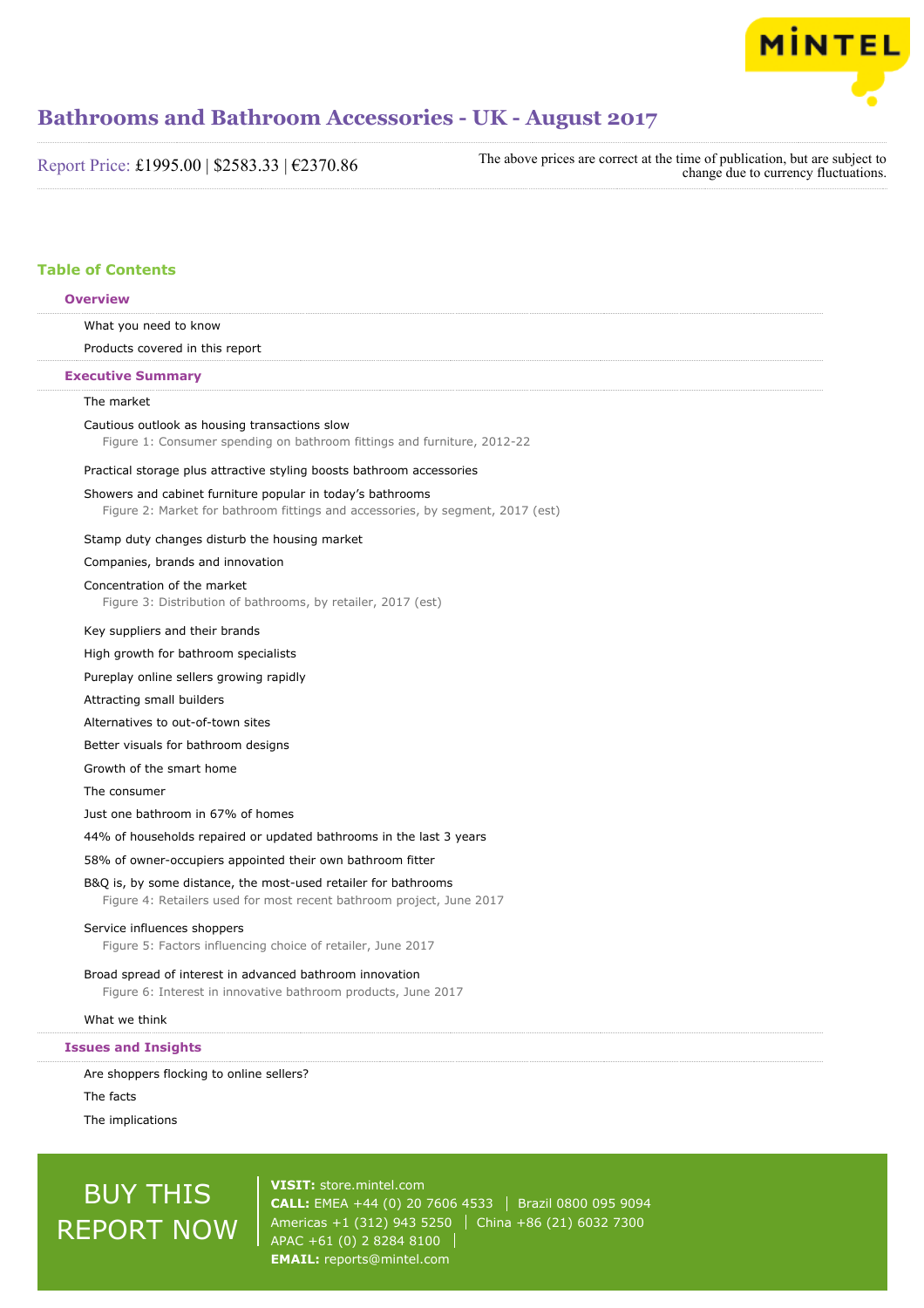# Bathrooms and Bathroom Accessories - UK - August 2017

Report Price: £1995.00 | $2583.33 | €2370.86

The above prices are correct at the time of publication, but are subject to change due to currency fluctuations.

## Table of Contents

### Overview

What you need to know

Products covered in this report

### Executive Summary

The market

Cautious outlook as housing transactions slow

Figure 1: Consumer spending on bathroom fittings and furniture, 2012-22

Practical storage plus attractive styling boosts bathroom accessories

Showers and cabinet furniture popular in today's bathrooms

Figure 2: Market for bathroom fittings and accessories, by segment, 2017 (est)

Stamp duty changes disturb the housing market

Companies, brands and innovation

Concentration of the market

Figure 3: Distribution of bathrooms, by retailer, 2017 (est)

Key suppliers and their brands

High growth for bathroom specialists

Pureplay online sellers growing rapidly

Attracting small builders

Alternatives to out-of-town sites

Better visuals for bathroom designs

Growth of the smart home

The consumer

Just one bathroom in 67% of homes

44% of households repaired or updated bathrooms in the last 3 years

58% of owner-occupiers appointed their own bathroom fitter

B&Q is, by some distance, the most-used retailer for bathrooms

Figure 4: Retailers used for most recent bathroom project, June 2017

Service influences shoppers

Figure 5: Factors influencing choice of retailer, June 2017

Broad spread of interest in advanced bathroom innovation

Figure 6: Interest in innovative bathroom products, June 2017

What we think

### Issues and Insights

Are shoppers flocking to online sellers?

The facts

The implications

BUY THIS REPORT NOW

**VISIT:** store.mintel.com
**CALL:** EMEA +44 (0) 20 7606 4533 | Brazil 0800 095 9094
Americas +1 (312) 943 5250 | China +86 (21) 6032 7300
APAC +61 (0) 2 8284 8100 |
**EMAIL:** reports@mintel.com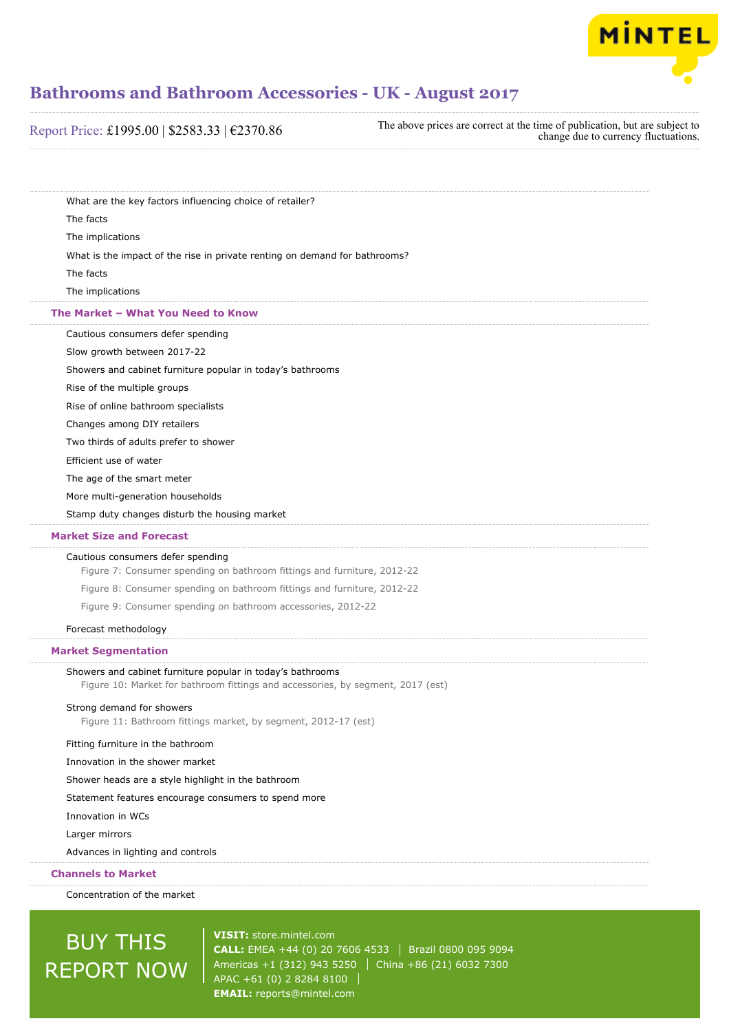What are the key factors influencing choice of retailer?

The facts

The implications

What is the impact of the rise in private renting on demand for bathrooms?

The facts

The implications

## The Market – What You Need to Know

Cautious consumers defer spending

Slow growth between 2017-22

Showers and cabinet furniture popular in today's bathrooms

Rise of the multiple groups

Rise of online bathroom specialists

Changes among DIY retailers

Two thirds of adults prefer to shower

Efficient use of water

The age of the smart meter

More multi-generation households

Stamp duty changes disturb the housing market

## Market Size and Forecast

Cautious consumers defer spending

Figure 7: Consumer spending on bathroom fittings and furniture, 2012-22

Figure 8: Consumer spending on bathroom fittings and furniture, 2012-22

Figure 9: Consumer spending on bathroom accessories, 2012-22

Forecast methodology

## Market Segmentation

Showers and cabinet furniture popular in today's bathrooms

Figure 10: Market for bathroom fittings and accessories, by segment, 2017 (est)

Strong demand for showers

Figure 11: Bathroom fittings market, by segment, 2012-17 (est)

Fitting furniture in the bathroom

Innovation in the shower market

Shower heads are a style highlight in the bathroom

Statement features encourage consumers to spend more

Innovation in WCs

Larger mirrors

Advances in lighting and controls

## Channels to Market

Concentration of the market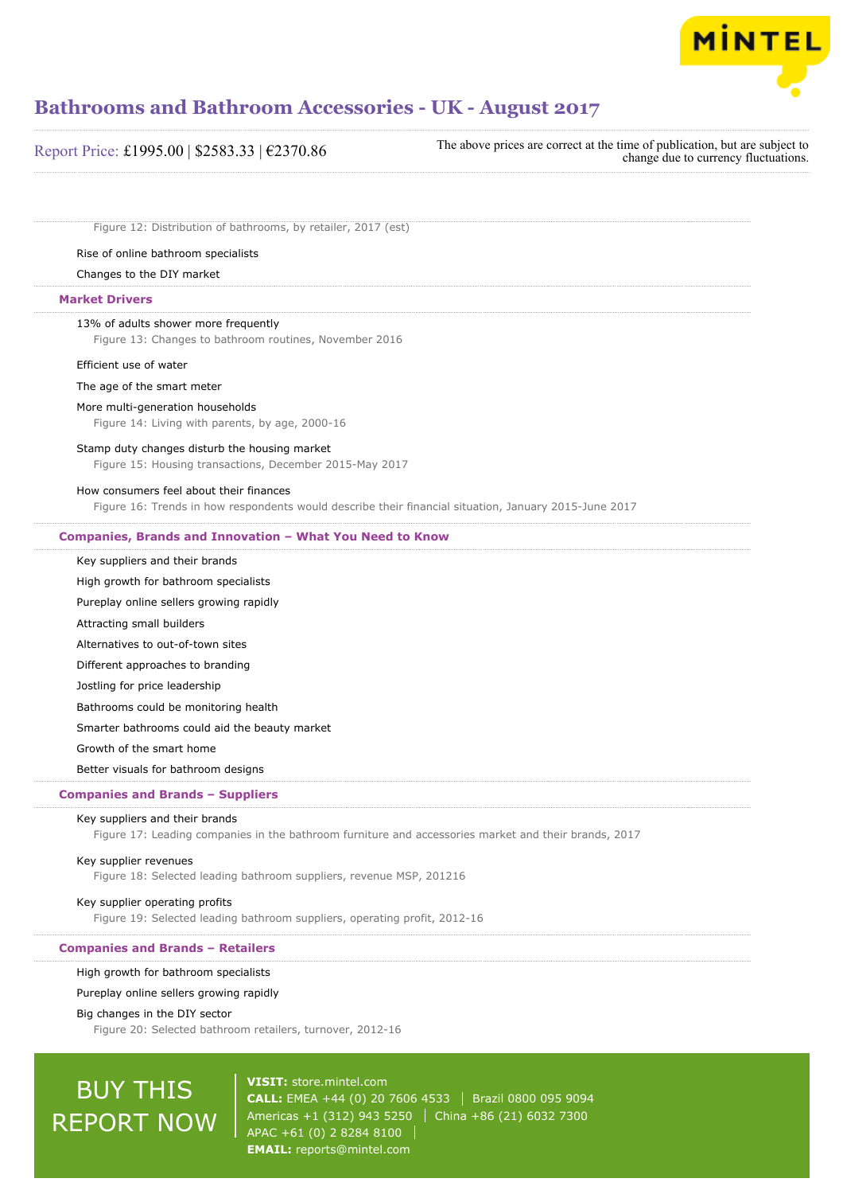Figure 12: Distribution of bathrooms, by retailer, 2017 (est)

Rise of online bathroom specialists

Changes to the DIY market

## Market Drivers

13% of adults shower more frequently

Figure 13: Changes to bathroom routines, November 2016

Efficient use of water

The age of the smart meter

More multi-generation households

Figure 14: Living with parents, by age, 2000-16

Stamp duty changes disturb the housing market

Figure 15: Housing transactions, December 2015-May 2017

How consumers feel about their finances

Figure 16: Trends in how respondents would describe their financial situation, January 2015-June 2017

## Companies, Brands and Innovation – What You Need to Know

Key suppliers and their brands

High growth for bathroom specialists

Pureplay online sellers growing rapidly

Attracting small builders

Alternatives to out-of-town sites

Different approaches to branding

Jostling for price leadership

Bathrooms could be monitoring health

Smarter bathrooms could aid the beauty market

Growth of the smart home

Better visuals for bathroom designs

## Companies and Brands – Suppliers

Key suppliers and their brands

Figure 17: Leading companies in the bathroom furniture and accessories market and their brands, 2017

Key supplier revenues

Figure 18: Selected leading bathroom suppliers, revenue MSP, 201216

Key supplier operating profits

Figure 19: Selected leading bathroom suppliers, operating profit, 2012-16

## Companies and Brands – Retailers

High growth for bathroom specialists

Pureplay online sellers growing rapidly

Big changes in the DIY sector

Figure 20: Selected bathroom retailers, turnover, 2012-16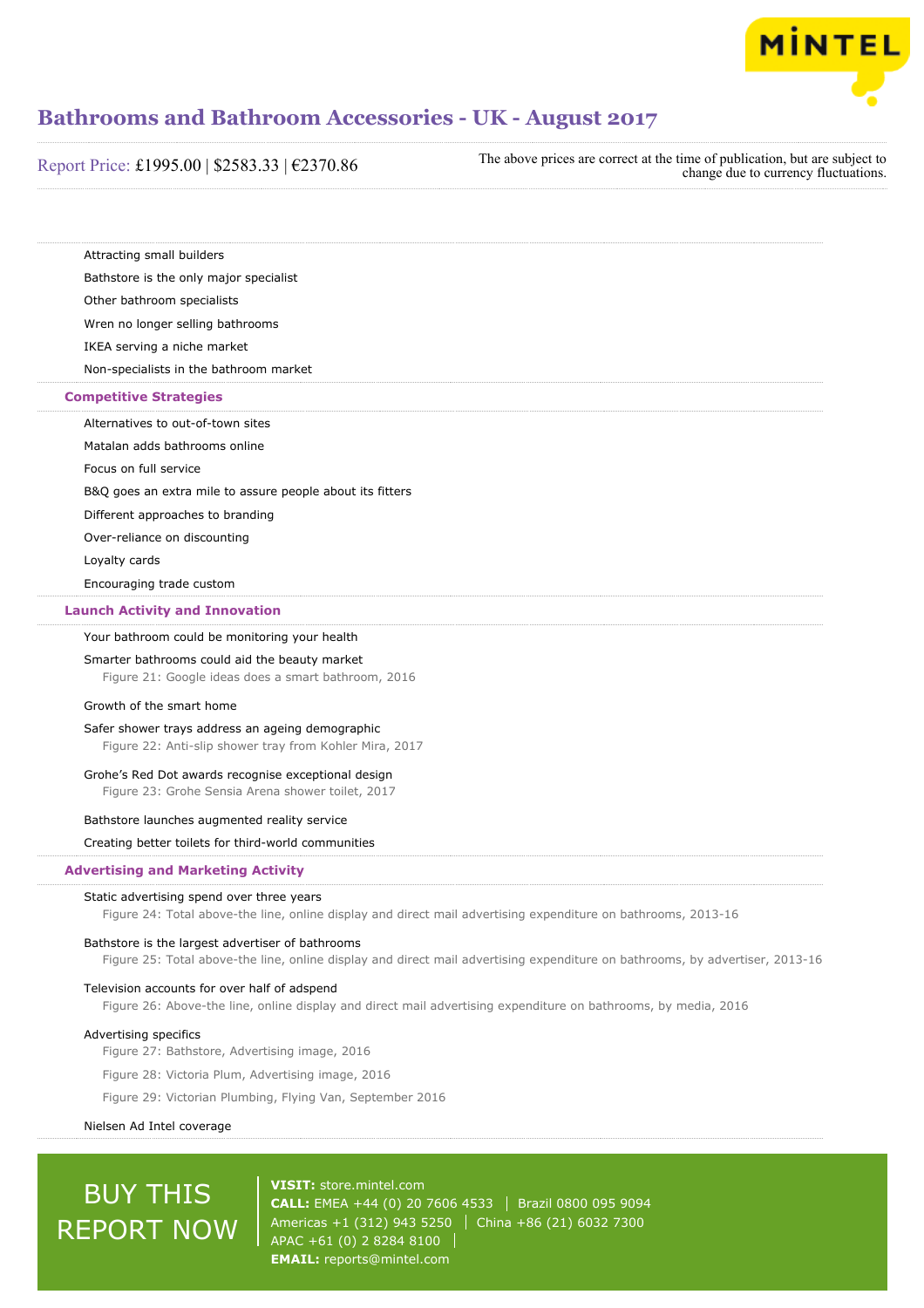Attracting small builders

Bathstore is the only major specialist

Other bathroom specialists

Wren no longer selling bathrooms

IKEA serving a niche market

Non-specialists in the bathroom market

## Competitive Strategies

Alternatives to out-of-town sites

Matalan adds bathrooms online

Focus on full service

B&Q goes an extra mile to assure people about its fitters

Different approaches to branding

Over-reliance on discounting

Loyalty cards

Encouraging trade custom

## Launch Activity and Innovation

Your bathroom could be monitoring your health

Smarter bathrooms could aid the beauty market

Figure 21: Google ideas does a smart bathroom, 2016

Growth of the smart home

Safer shower trays address an ageing demographic

Figure 22: Anti-slip shower tray from Kohler Mira, 2017

Grohe's Red Dot awards recognise exceptional design

Figure 23: Grohe Sensia Arena shower toilet, 2017

Bathstore launches augmented reality service

Creating better toilets for third-world communities

## Advertising and Marketing Activity

Static advertising spend over three years

Figure 24: Total above-the line, online display and direct mail advertising expenditure on bathrooms, 2013-16

Bathstore is the largest advertiser of bathrooms

Figure 25: Total above-the line, online display and direct mail advertising expenditure on bathrooms, by advertiser, 2013-16

Television accounts for over half of adspend

Figure 26: Above-the line, online display and direct mail advertising expenditure on bathrooms, by media, 2016

Advertising specifics

Figure 27: Bathstore, Advertising image, 2016

Figure 28: Victoria Plum, Advertising image, 2016

Figure 29: Victorian Plumbing, Flying Van, September 2016

Nielsen Ad Intel coverage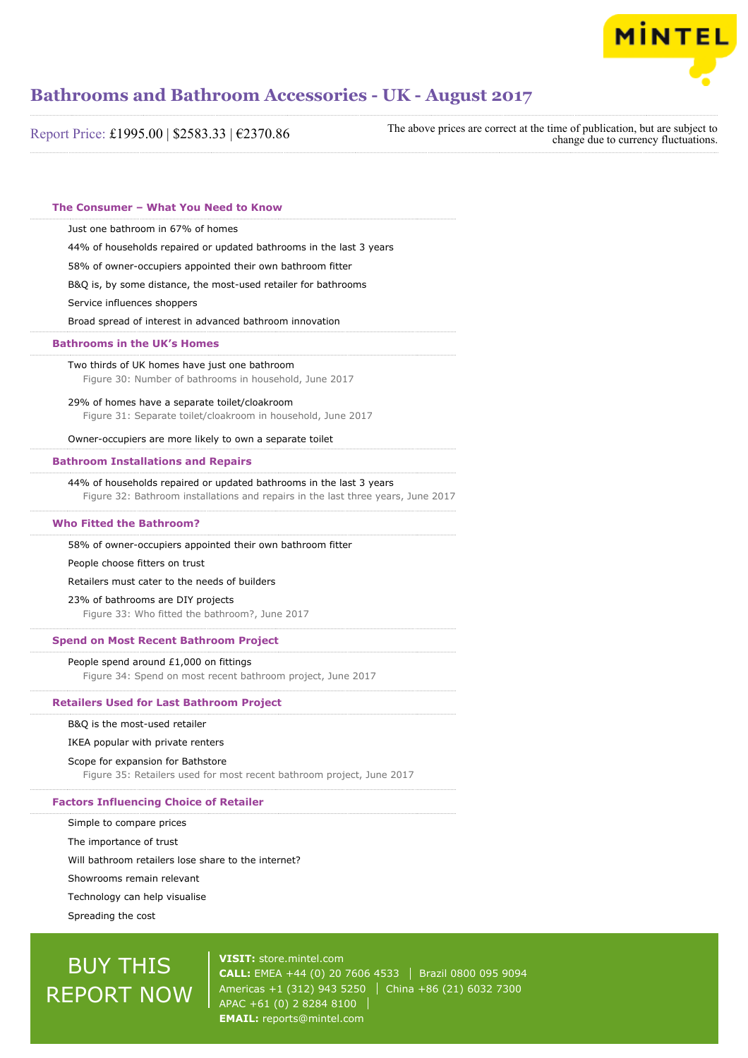## The Consumer – What You Need to Know

Just one bathroom in 67% of homes

44% of households repaired or updated bathrooms in the last 3 years

58% of owner-occupiers appointed their own bathroom fitter

B&Q is, by some distance, the most-used retailer for bathrooms

Service influences shoppers

Broad spread of interest in advanced bathroom innovation

## Bathrooms in the UK's Homes

Two thirds of UK homes have just one bathroom

Figure 30: Number of bathrooms in household, June 2017

29% of homes have a separate toilet/cloakroom

Figure 31: Separate toilet/cloakroom in household, June 2017

Owner-occupiers are more likely to own a separate toilet

## Bathroom Installations and Repairs

44% of households repaired or updated bathrooms in the last 3 years

Figure 32: Bathroom installations and repairs in the last three years, June 2017

## Who Fitted the Bathroom?

58% of owner-occupiers appointed their own bathroom fitter

People choose fitters on trust

Retailers must cater to the needs of builders

23% of bathrooms are DIY projects

Figure 33: Who fitted the bathroom?, June 2017

## Spend on Most Recent Bathroom Project

People spend around £1,000 on fittings

Figure 34: Spend on most recent bathroom project, June 2017

## Retailers Used for Last Bathroom Project

B&Q is the most-used retailer

IKEA popular with private renters

Scope for expansion for Bathstore

Figure 35: Retailers used for most recent bathroom project, June 2017

## Factors Influencing Choice of Retailer

Simple to compare prices

The importance of trust

Will bathroom retailers lose share to the internet?

Showrooms remain relevant

Technology can help visualise

Spreading the cost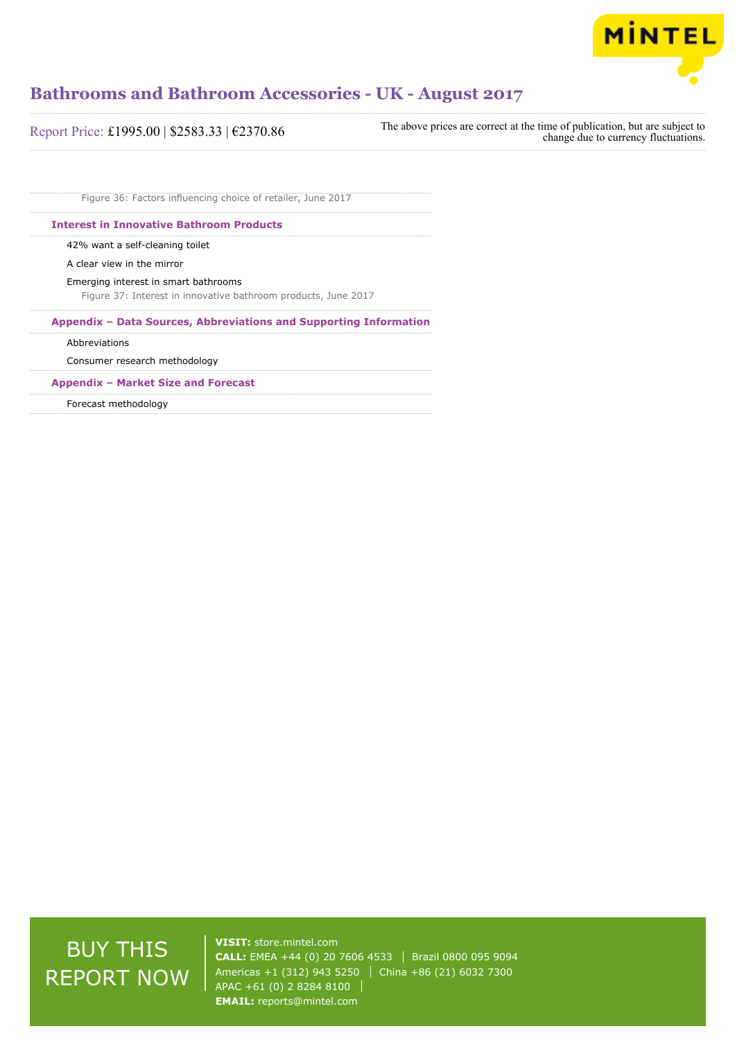Figure 36: Factors influencing choice of retailer, June 2017

## Interest in Innovative Bathroom Products

42% want a self-cleaning toilet

A clear view in the mirror

Emerging interest in smart bathrooms

Figure 37: Interest in innovative bathroom products, June 2017

## Appendix – Data Sources, Abbreviations and Supporting Information

Abbreviations

Consumer research methodology

## Appendix – Market Size and Forecast

Forecast methodology